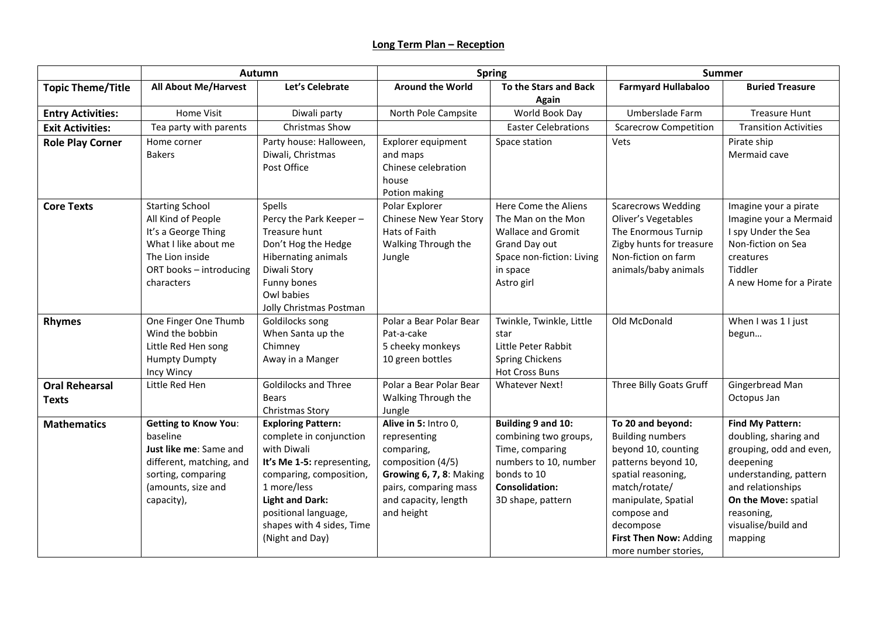## Long Term Plan – Reception

| | Autumn | | Spring | | Summer | |
|---|---|---|---|---|---|---|
| **Topic Theme/Title** | **All About Me/Harvest** | **Let's Celebrate** | **Around the World** | **To the Stars and Back Again** | **Farmyard Hullabaloo** | **Buried Treasure** |
| **Entry Activities:** | Home Visit | Diwali party | North Pole Campsite | World Book Day | Umberslade Farm | Treasure Hunt |
| **Exit Activities:** | Tea party with parents | Christmas Show | | Easter Celebrations | Scarecrow Competition | Transition Activities |
| **Role Play Corner** | Home corner<br>Bakers | Party house: Halloween, Diwali, Christmas<br>Post Office | Explorer equipment and maps<br>Chinese celebration house<br>Potion making | Space station | Vets | Pirate ship<br>Mermaid cave |
| **Core Texts** | Starting School<br>All Kind of People<br>It's a George Thing<br>What I like about me<br>The Lion inside<br>ORT books – introducing characters | Spells<br>Percy the Park Keeper – Treasure hunt<br>Don't Hog the Hedge<br>Hibernating animals<br>Diwali Story<br>Funny bones<br>Owl babies<br>Jolly Christmas Postman | Polar Explorer<br>Chinese New Year Story<br>Hats of Faith<br>Walking Through the Jungle | Here Come the Aliens<br>The Man on the Mon<br>Wallace and Gromit Grand Day out<br>Space non-fiction: Living in space<br>Astro girl | Scarecrows Wedding<br>Oliver's Vegetables<br>The Enormous Turnip<br>Zigby hunts for treasure<br>Non-fiction on farm animals/baby animals | Imagine your a pirate<br>Imagine your a Mermaid<br>I spy Under the Sea<br>Non-fiction on Sea creatures<br>Tiddler<br>A new Home for a Pirate |
| **Rhymes** | One Finger One Thumb<br>Wind the bobbin<br>Little Red Hen song<br>Humpty Dumpty<br>Incy Wincy | Goldilocks song<br>When Santa up the Chimney<br>Away in a Manger | Polar a Bear Polar Bear<br>Pat-a-cake<br>5 cheeky monkeys<br>10 green bottles | Twinkle, Twinkle, Little star<br>Little Peter Rabbit<br>Spring Chickens<br>Hot Cross Buns | Old McDonald | When I was 1 I just begun… |
| **Oral Rehearsal Texts** | Little Red Hen | Goldilocks and Three Bears<br>Christmas Story | Polar a Bear Polar Bear<br>Walking Through the Jungle | Whatever Next! | Three Billy Goats Gruff | Gingerbread Man<br>Octopus Jan |
| **Mathematics** | **Getting to Know You**: baseline<br>**Just like me**: Same and different, matching, and sorting, comparing (amounts, size and capacity), | **Exploring Pattern:** complete in conjunction with Diwali<br>**It's Me 1-5:** representing, comparing, composition, 1 more/less<br>**Light and Dark:** positional language, shapes with 4 sides, Time (Night and Day) | **Alive in 5:** Intro 0, representing comparing, composition (4/5)<br>**Growing 6, 7, 8**: Making pairs, comparing mass and capacity, length and height | **Building 9 and 10:** combining two groups, Time, comparing numbers to 10, number bonds to 10<br>**Consolidation:** 3D shape, pattern | **To 20 and beyond:** Building numbers beyond 10, counting patterns beyond 10, spatial reasoning, match/rotate/ manipulate, Spatial compose and decompose<br>**First Then Now:** Adding more number stories, | **Find My Pattern:** doubling, sharing and grouping, odd and even, deepening understanding, pattern and relationships<br>**On the Move:** spatial reasoning, visualise/build and mapping |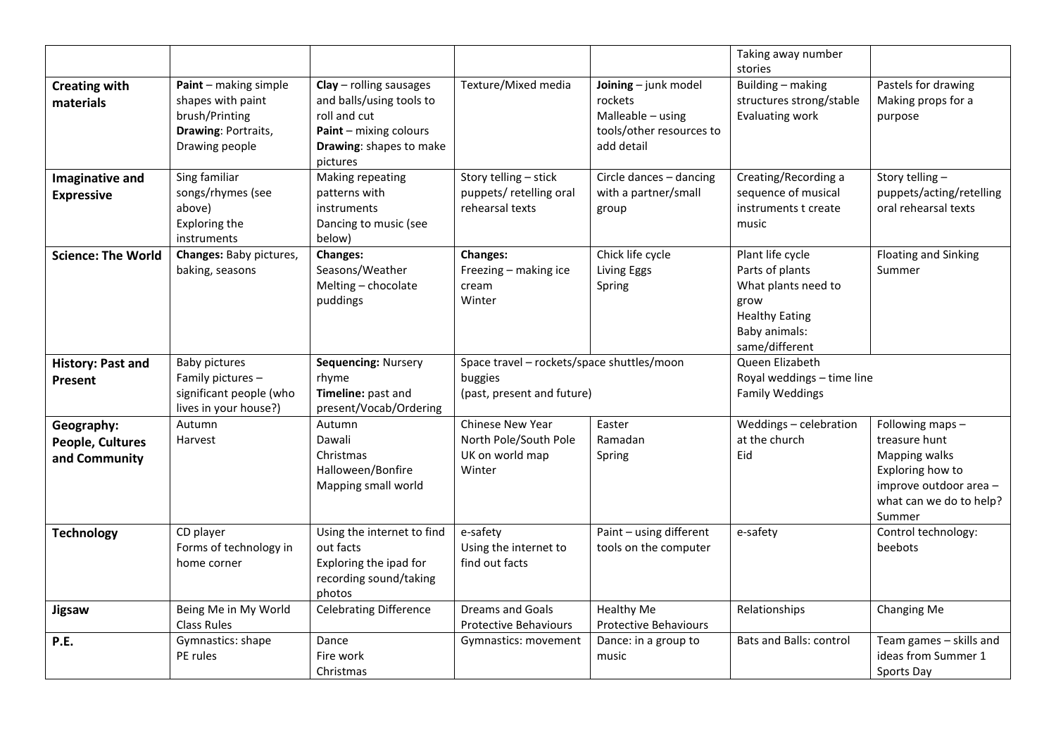| | | | | | | |
|---|---|---|---|---|---|---|
| | | | | | Taking away number stories | |
| **Creating with materials** | **Paint** – making simple shapes with paint brush/Printing<br>**Drawing**: Portraits, Drawing people | **Clay** – rolling sausages and balls/using tools to roll and cut<br>**Paint** – mixing colours<br>**Drawing**: shapes to make pictures | Texture/Mixed media | **Joining** – junk model rockets<br>Malleable – using tools/other resources to add detail | Building – making structures strong/stable<br>Evaluating work | Pastels for drawing<br>Making props for a purpose |
| **Imaginative and Expressive** | Sing familiar songs/rhymes (see above)<br>Exploring the instruments | Making repeating patterns with instruments<br>Dancing to music (see below) | Story telling – stick puppets/ retelling oral rehearsal texts | Circle dances – dancing with a partner/small group | Creating/Recording a sequence of musical instruments t create music | Story telling – puppets/acting/retelling oral rehearsal texts |
| **Science: The World** | **Changes:** Baby pictures, baking, seasons | **Changes:**<br>Seasons/Weather<br>Melting – chocolate puddings | **Changes:**<br>Freezing – making ice cream<br>Winter | Chick life cycle<br>Living Eggs<br>Spring | Plant life cycle<br>Parts of plants<br>What plants need to grow<br>Healthy Eating<br>Baby animals: same/different | Floating and Sinking<br>Summer |
| **History: Past and Present** | Baby pictures<br>Family pictures – significant people (who lives in your house?) | **Sequencing:** Nursery rhyme<br>**Timeline:** past and present/Vocab/Ordering | Space travel – rockets/space shuttles/moon buggies<br>(past, present and future) | | Queen Elizabeth<br>Royal weddings – time line<br>Family Weddings | |
| **Geography: People, Cultures and Community** | Autumn<br>Harvest | Autumn<br>Dawali<br>Christmas<br>Halloween/Bonfire<br>Mapping small world | Chinese New Year<br>North Pole/South Pole<br>UK on world map<br>Winter | Easter<br>Ramadan<br>Spring | Weddings – celebration at the church<br>Eid | Following maps – treasure hunt<br>Mapping walks<br>Exploring how to improve outdoor area – what can we do to help?<br>Summer |
| **Technology** | CD player<br>Forms of technology in home corner | Using the internet to find out facts<br>Exploring the ipad for recording sound/taking photos | e-safety<br>Using the internet to find out facts | Paint – using different tools on the computer | e-safety | Control technology: beebots |
| **Jigsaw** | Being Me in My World<br>Class Rules | Celebrating Difference | Dreams and Goals<br>Protective Behaviours | Healthy Me<br>Protective Behaviours | Relationships | Changing Me |
| **P.E.** | Gymnastics: shape<br>PE rules | Dance<br>Fire work<br>Christmas | Gymnastics: movement | Dance: in a group to music | Bats and Balls: control | Team games – skills and ideas from Summer 1<br>Sports Day |